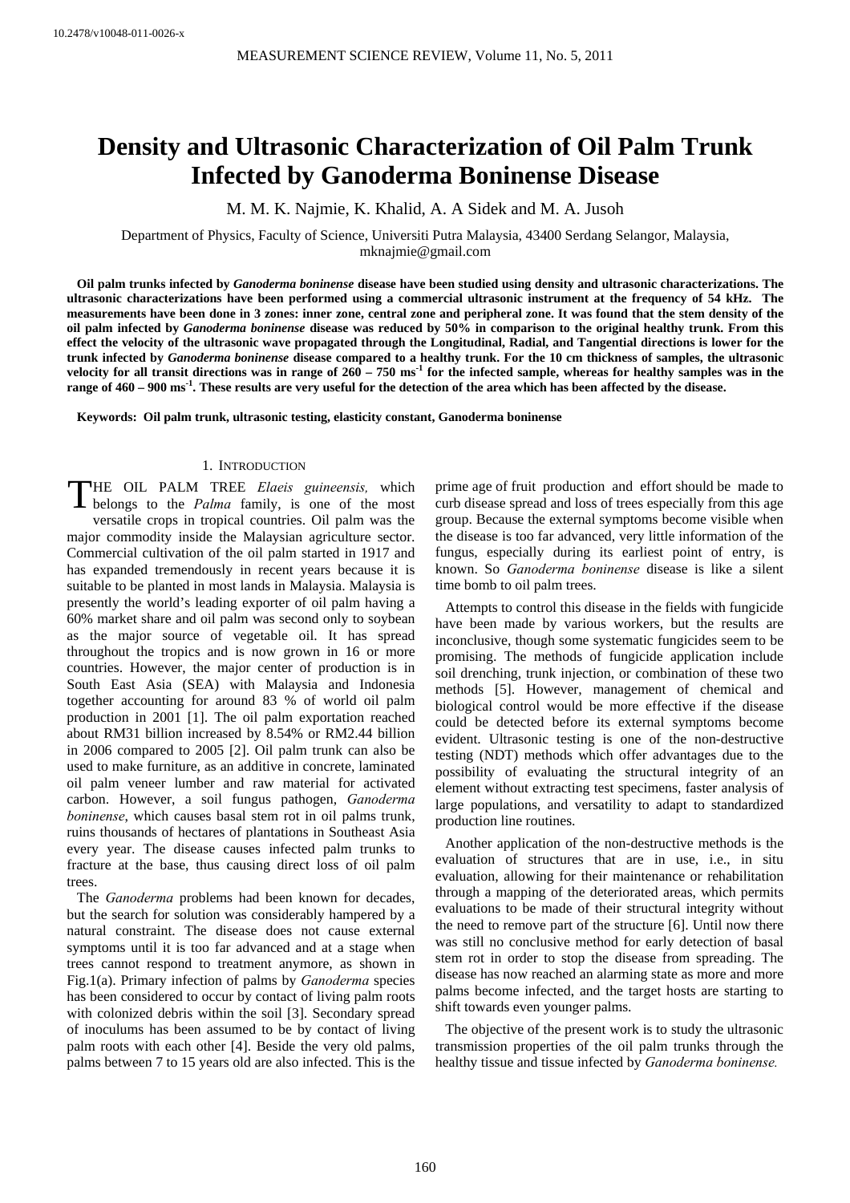# Density and Ultrasonic Characterization of Oil Palm Trunk Infected by Ganoderma Boninense Disease

M. M. K. Najmie, K. Khalid, A. A Sidek and M. A. Jusoh

Department of Physics, Faculty of Science, Universiti Putra Malaysia, 43400 Serdang Selangor, Malaysia, mknajmie@gmail.com

**Oil palm trunks infected by *Ganoderma boninense* disease have been studied using density and ultrasonic characterizations. The ultrasonic characterizations have been performed using a commercial ultrasonic instrument at the frequency of 54 kHz. The measurements have been done in 3 zones: inner zone, central zone and peripheral zone. It was found that the stem density of the oil palm infected by *Ganoderma boninense* disease was reduced by 50% in comparison to the original healthy trunk. From this effect the velocity of the ultrasonic wave propagated through the Longitudinal, Radial, and Tangential directions is lower for the trunk infected by *Ganoderma boninense* disease compared to a healthy trunk. For the 10 cm thickness of samples, the ultrasonic velocity for all transit directions was in range of 260 – 750 ms$^{-1}$ for the infected sample, whereas for healthy samples was in the range of 460 – 900 ms$^{-1}$. These results are very useful for the detection of the area which has been affected by the disease.**

**Keywords: Oil palm trunk, ultrasonic testing, elasticity constant, Ganoderma boninense**

## 1. Introduction

The oil palm tree *Elaeis guineensis,* which belongs to the *Palma* family, is one of the most versatile crops in tropical countries. Oil palm was the major commodity inside the Malaysian agriculture sector. Commercial cultivation of the oil palm started in 1917 and has expanded tremendously in recent years because it is suitable to be planted in most lands in Malaysia. Malaysia is presently the world's leading exporter of oil palm having a 60% market share and oil palm was second only to soybean as the major source of vegetable oil. It has spread throughout the tropics and is now grown in 16 or more countries. However, the major center of production is in South East Asia (SEA) with Malaysia and Indonesia together accounting for around 83 % of world oil palm production in 2001 [1]. The oil palm exportation reached about RM31 billion increased by 8.54% or RM2.44 billion in 2006 compared to 2005 [2]. Oil palm trunk can also be used to make furniture, as an additive in concrete, laminated oil palm veneer lumber and raw material for activated carbon. However, a soil fungus pathogen, *Ganoderma boninense*, which causes basal stem rot in oil palms trunk, ruins thousands of hectares of plantations in Southeast Asia every year. The disease causes infected palm trunks to fracture at the base, thus causing direct loss of oil palm trees.

The *Ganoderma* problems had been known for decades, but the search for solution was considerably hampered by a natural constraint. The disease does not cause external symptoms until it is too far advanced and at a stage when trees cannot respond to treatment anymore, as shown in Fig.1(a). Primary infection of palms by *Ganoderma* species has been considered to occur by contact of living palm roots with colonized debris within the soil [3]. Secondary spread of inoculums has been assumed to be by contact of living palm roots with each other [4]. Beside the very old palms, palms between 7 to 15 years old are also infected. This is the prime age of fruit production and effort should be made to curb disease spread and loss of trees especially from this age group. Because the external symptoms become visible when the disease is too far advanced, very little information of the fungus, especially during its earliest point of entry, is known. So *Ganoderma boninense* disease is like a silent time bomb to oil palm trees.

Attempts to control this disease in the fields with fungicide have been made by various workers, but the results are inconclusive, though some systematic fungicides seem to be promising. The methods of fungicide application include soil drenching, trunk injection, or combination of these two methods [5]. However, management of chemical and biological control would be more effective if the disease could be detected before its external symptoms become evident. Ultrasonic testing is one of the non-destructive testing (NDT) methods which offer advantages due to the possibility of evaluating the structural integrity of an element without extracting test specimens, faster analysis of large populations, and versatility to adapt to standardized production line routines.

Another application of the non-destructive methods is the evaluation of structures that are in use, i.e., in situ evaluation, allowing for their maintenance or rehabilitation through a mapping of the deteriorated areas, which permits evaluations to be made of their structural integrity without the need to remove part of the structure [6]. Until now there was still no conclusive method for early detection of basal stem rot in order to stop the disease from spreading. The disease has now reached an alarming state as more and more palms become infected, and the target hosts are starting to shift towards even younger palms.

The objective of the present work is to study the ultrasonic transmission properties of the oil palm trunks through the healthy tissue and tissue infected by *Ganoderma boninense.*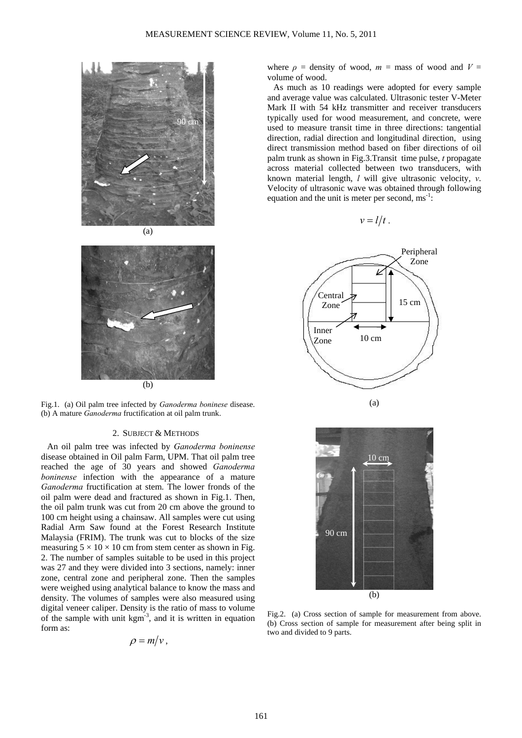Fig.1. (a) Oil palm tree infected by *Ganoderma boninese* disease. (b) A mature *Ganoderma* fructification at oil palm trunk.

## 2. SUBJECT & METHODS

An oil palm tree was infected by *Ganoderma boninense* disease obtained in Oil palm Farm, UPM. That oil palm tree reached the age of 30 years and showed *Ganoderma boninense* infection with the appearance of a mature *Ganoderma* fructification at stem. The lower fronds of the oil palm were dead and fractured as shown in Fig.1. Then, the oil palm trunk was cut from 20 cm above the ground to 100 cm height using a chainsaw. All samples were cut using Radial Arm Saw found at the Forest Research Institute Malaysia (FRIM). The trunk was cut to blocks of the size measuring 5 × 10 × 10 cm from stem center as shown in Fig. 2. The number of samples suitable to be used in this project was 27 and they were divided into 3 sections, namely: inner zone, central zone and peripheral zone. Then the samples were weighed using analytical balance to know the mass and density. The volumes of samples were also measured using digital veneer caliper. Density is the ratio of mass to volume of the sample with unit kgm$^{-3}$, and it is written in equation form as:

$$\rho = m/v\,,$$

where $\rho$ = density of wood, $m$ = mass of wood and $V$ = volume of wood.

As much as 10 readings were adopted for every sample and average value was calculated. Ultrasonic tester V-Meter Mark II with 54 kHz transmitter and receiver transducers typically used for wood measurement, and concrete, were used to measure transit time in three directions: tangential direction, radial direction and longitudinal direction, using direct transmission method based on fiber directions of oil palm trunk as shown in Fig.3.Transit time pulse, $t$ propagate across material collected between two transducers, with known material length, $l$ will give ultrasonic velocity, $v$. Velocity of ultrasonic wave was obtained through following equation and the unit is meter per second, ms$^{-1}$:

$$v = l/t\,.$$

Fig.2. (a) Cross section of sample for measurement from above. (b) Cross section of sample for measurement after being split in two and divided to 9 parts.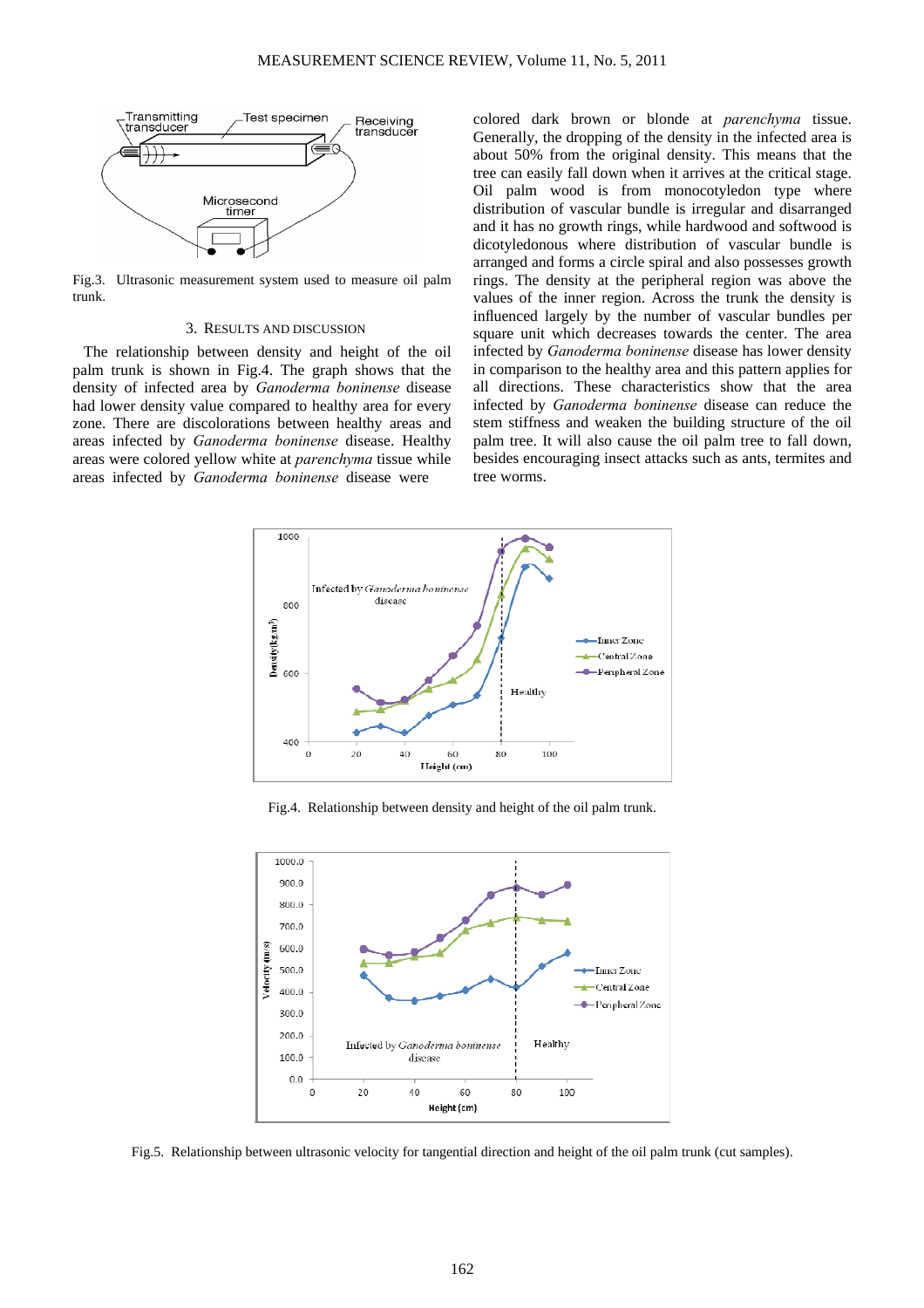Fig.3. Ultrasonic measurement system used to measure oil palm trunk.

## 3. RESULTS AND DISCUSSION

The relationship between density and height of the oil palm trunk is shown in Fig.4. The graph shows that the density of infected area by *Ganoderma boninense* disease had lower density value compared to healthy area for every zone. There are discolorations between healthy areas and areas infected by *Ganoderma boninense* disease. Healthy areas were colored yellow white at *parenchyma* tissue while areas infected by *Ganoderma boninense* disease were colored dark brown or blonde at *parenchyma* tissue. Generally, the dropping of the density in the infected area is about 50% from the original density. This means that the tree can easily fall down when it arrives at the critical stage. Oil palm wood is from monocotyledon type where distribution of vascular bundle is irregular and disarranged and it has no growth rings, while hardwood and softwood is dicotyledonous where distribution of vascular bundle is arranged and forms a circle spiral and also possesses growth rings. The density at the peripheral region was above the values of the inner region. Across the trunk the density is influenced largely by the number of vascular bundles per square unit which decreases towards the center. The area infected by *Ganoderma boninense* disease has lower density in comparison to the healthy area and this pattern applies for all directions. These characteristics show that the area infected by *Ganoderma boninense* disease can reduce the stem stiffness and weaken the building structure of the oil palm tree. It will also cause the oil palm tree to fall down, besides encouraging insect attacks such as ants, termites and tree worms.

Fig.4. Relationship between density and height of the oil palm trunk.

Fig.5. Relationship between ultrasonic velocity for tangential direction and height of the oil palm trunk (cut samples).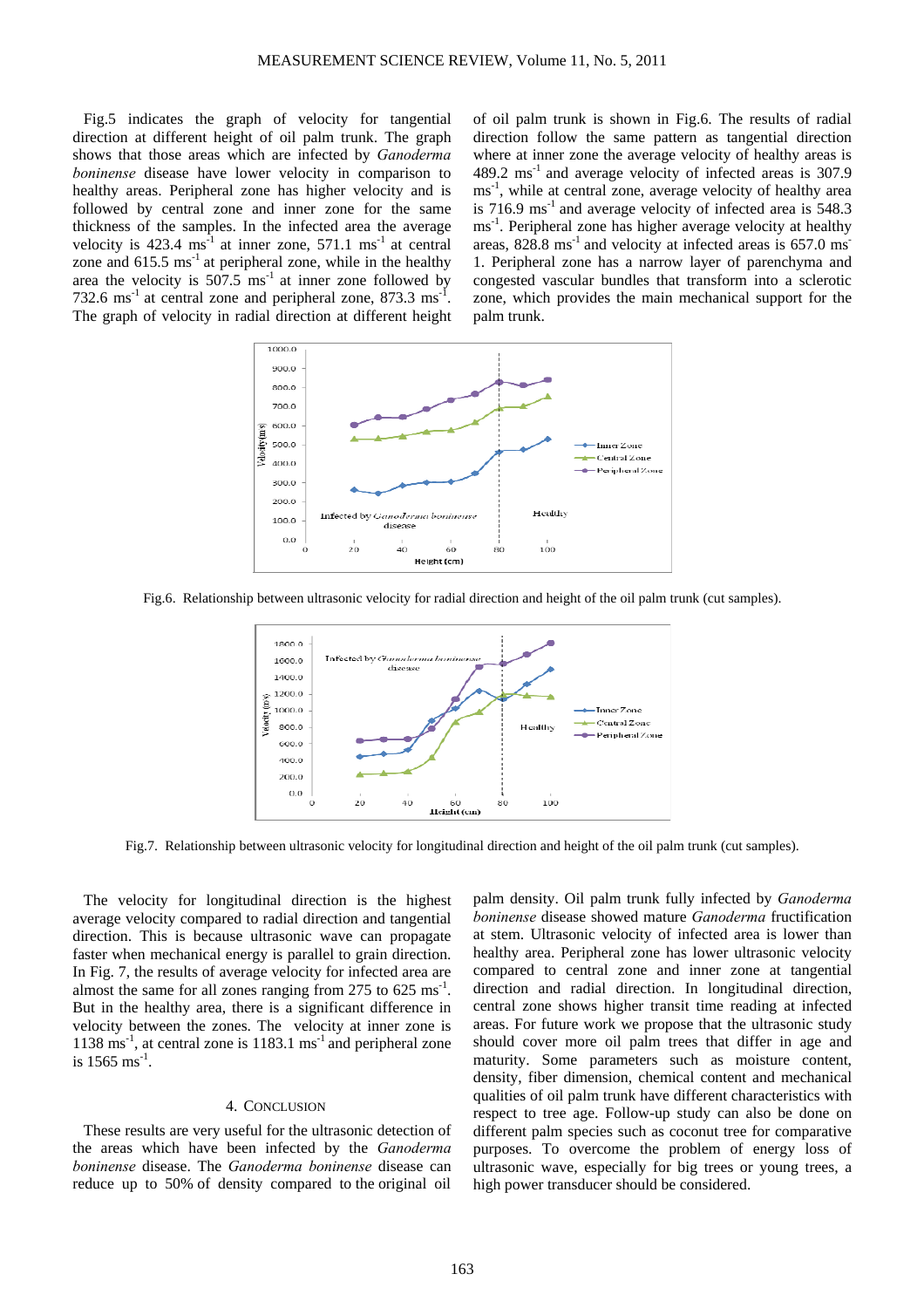Fig.5 indicates the graph of velocity for tangential direction at different height of oil palm trunk. The graph shows that those areas which are infected by *Ganoderma boninense* disease have lower velocity in comparison to healthy areas. Peripheral zone has higher velocity and is followed by central zone and inner zone for the same thickness of the samples. In the infected area the average velocity is 423.4 $ms^{-1}$ at inner zone, 571.1 $ms^{-1}$ at central zone and 615.5 $ms^{-1}$ at peripheral zone, while in the healthy area the velocity is 507.5 $ms^{-1}$ at inner zone followed by 732.6 $ms^{-1}$ at central zone and peripheral zone, 873.3 $ms^{-1}$. The graph of velocity in radial direction at different height of oil palm trunk is shown in Fig.6. The results of radial direction follow the same pattern as tangential direction where at inner zone the average velocity of healthy areas is 489.2 $ms^{-1}$ and average velocity of infected areas is 307.9 $ms^{-1}$, while at central zone, average velocity of healthy area is 716.9 $ms^{-1}$ and average velocity of infected area is 548.3 $ms^{-1}$. Peripheral zone has higher average velocity at healthy areas, 828.8 $ms^{-1}$ and velocity at infected areas is 657.0 $ms^{-1}$. Peripheral zone has a narrow layer of parenchyma and congested vascular bundles that transform into a sclerotic zone, which provides the main mechanical support for the palm trunk.

Fig.6. Relationship between ultrasonic velocity for radial direction and height of the oil palm trunk (cut samples).

Fig.7. Relationship between ultrasonic velocity for longitudinal direction and height of the oil palm trunk (cut samples).

The velocity for longitudinal direction is the highest average velocity compared to radial direction and tangential direction. This is because ultrasonic wave can propagate faster when mechanical energy is parallel to grain direction. In Fig. 7, the results of average velocity for infected area are almost the same for all zones ranging from 275 to 625 $ms^{-1}$. But in the healthy area, there is a significant difference in velocity between the zones. The velocity at inner zone is 1138 $ms^{-1}$, at central zone is 1183.1 $ms^{-1}$ and peripheral zone is 1565 $ms^{-1}$.

## 4. CONCLUSION

These results are very useful for the ultrasonic detection of the areas which have been infected by the *Ganoderma boninense* disease. The *Ganoderma boninense* disease can reduce up to 50% of density compared to the original oil palm density. Oil palm trunk fully infected by *Ganoderma boninense* disease showed mature *Ganoderma* fructification at stem. Ultrasonic velocity of infected area is lower than healthy area. Peripheral zone has lower ultrasonic velocity compared to central zone and inner zone at tangential direction and radial direction. In longitudinal direction, central zone shows higher transit time reading at infected areas. For future work we propose that the ultrasonic study should cover more oil palm trees that differ in age and maturity. Some parameters such as moisture content, density, fiber dimension, chemical content and mechanical qualities of oil palm trunk have different characteristics with respect to tree age. Follow-up study can also be done on different palm species such as coconut tree for comparative purposes. To overcome the problem of energy loss of ultrasonic wave, especially for big trees or young trees, a high power transducer should be considered.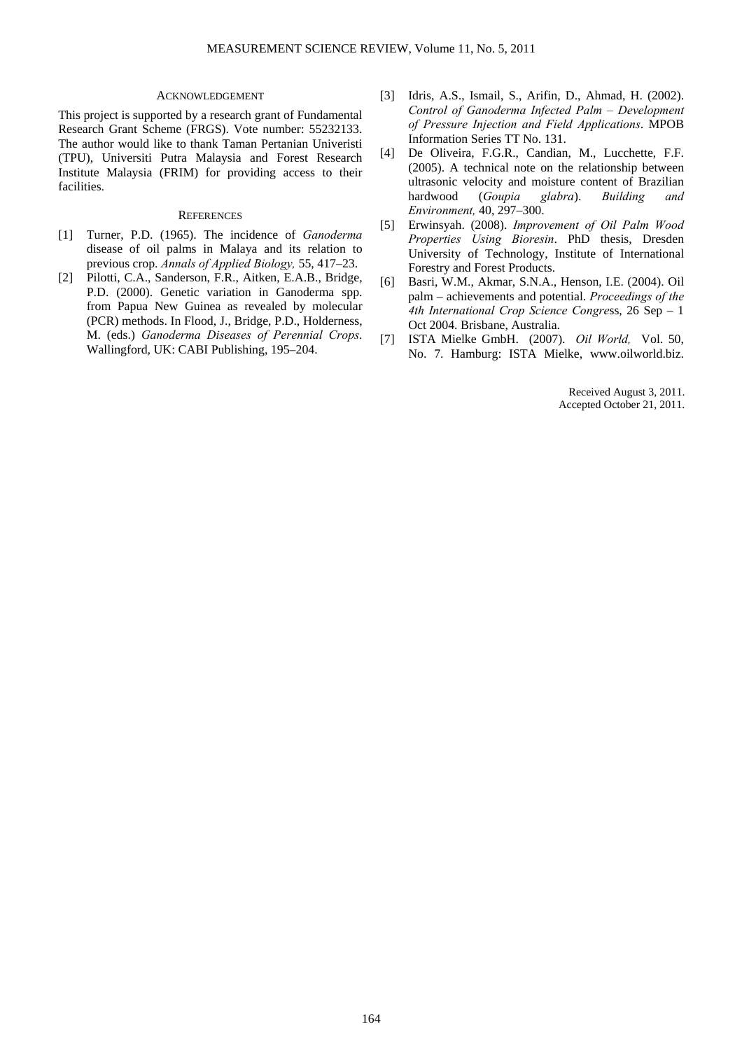## ACKNOWLEDGEMENT

This project is supported by a research grant of Fundamental Research Grant Scheme (FRGS). Vote number: 55232133. The author would like to thank Taman Pertanian Univeristi (TPU), Universiti Putra Malaysia and Forest Research Institute Malaysia (FRIM) for providing access to their facilities.

## REFERENCES

[1] Turner, P.D. (1965). The incidence of *Ganoderma* disease of oil palms in Malaya and its relation to previous crop. *Annals of Applied Biology,* 55, 417–23.

[2] Pilotti, C.A., Sanderson, F.R., Aitken, E.A.B., Bridge, P.D. (2000). Genetic variation in Ganoderma spp. from Papua New Guinea as revealed by molecular (PCR) methods. In Flood, J., Bridge, P.D., Holderness, M. (eds.) *Ganoderma Diseases of Perennial Crops*. Wallingford, UK: CABI Publishing, 195–204.

[3] Idris, A.S., Ismail, S., Arifin, D., Ahmad, H. (2002). *Control of Ganoderma Infected Palm – Development of Pressure Injection and Field Applications*. MPOB Information Series TT No. 131.

[4] De Oliveira, F.G.R., Candian, M., Lucchette, F.F. (2005). A technical note on the relationship between ultrasonic velocity and moisture content of Brazilian hardwood (*Goupia glabra*). *Building and Environment,* 40, 297–300.

[5] Erwinsyah. (2008). *Improvement of Oil Palm Wood Properties Using Bioresin*. PhD thesis, Dresden University of Technology, Institute of International Forestry and Forest Products.

[6] Basri, W.M., Akmar, S.N.A., Henson, I.E. (2004). Oil palm – achievements and potential. *Proceedings of the 4th International Crop Science Congre*ss, 26 Sep – 1 Oct 2004. Brisbane, Australia.

[7] ISTA Mielke GmbH. (2007). *Oil World,* Vol. 50, No. 7. Hamburg: ISTA Mielke, www.oilworld.biz.

Received August 3, 2011.
Accepted October 21, 2011.